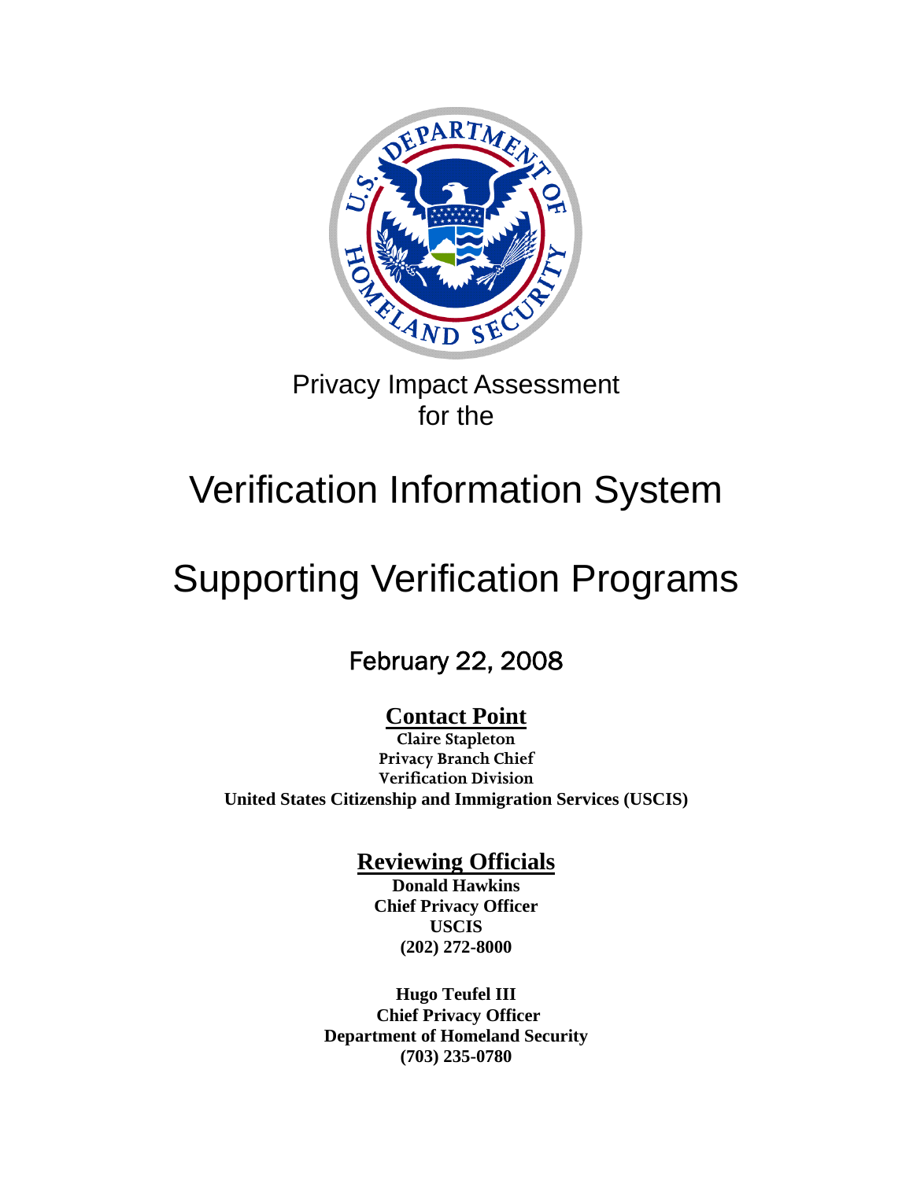Privacy Impact Assessment
for the

# Verification Information System

# Supporting Verification Programs

February 22, 2008

**Contact Point**

**Claire Stapleton**
**Privacy Branch Chief**
**Verification Division**
**United States Citizenship and Immigration Services (USCIS)**

**Reviewing Officials**

**Donald Hawkins**
**Chief Privacy Officer**
**USCIS**
**(202) 272-8000**

**Hugo Teufel III**
**Chief Privacy Officer**
**Department of Homeland Security**
**(703) 235-0780**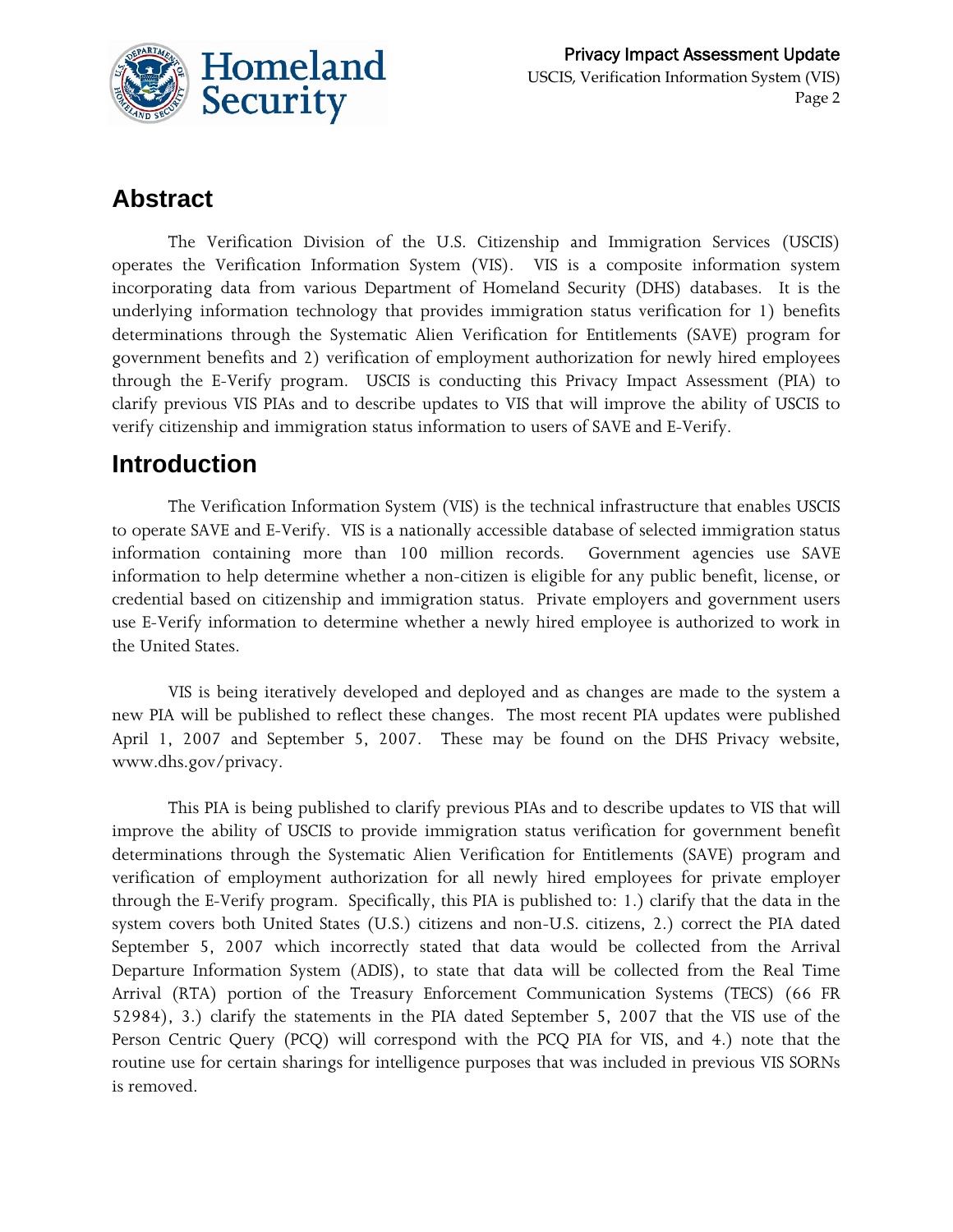## Abstract

The Verification Division of the U.S. Citizenship and Immigration Services (USCIS) operates the Verification Information System (VIS). VIS is a composite information system incorporating data from various Department of Homeland Security (DHS) databases. It is the underlying information technology that provides immigration status verification for 1) benefits determinations through the Systematic Alien Verification for Entitlements (SAVE) program for government benefits and 2) verification of employment authorization for newly hired employees through the E-Verify program. USCIS is conducting this Privacy Impact Assessment (PIA) to clarify previous VIS PIAs and to describe updates to VIS that will improve the ability of USCIS to verify citizenship and immigration status information to users of SAVE and E-Verify.

## Introduction

The Verification Information System (VIS) is the technical infrastructure that enables USCIS to operate SAVE and E-Verify. VIS is a nationally accessible database of selected immigration status information containing more than 100 million records. Government agencies use SAVE information to help determine whether a non-citizen is eligible for any public benefit, license, or credential based on citizenship and immigration status. Private employers and government users use E-Verify information to determine whether a newly hired employee is authorized to work in the United States.

VIS is being iteratively developed and deployed and as changes are made to the system a new PIA will be published to reflect these changes. The most recent PIA updates were published April 1, 2007 and September 5, 2007. These may be found on the DHS Privacy website, www.dhs.gov/privacy.

This PIA is being published to clarify previous PIAs and to describe updates to VIS that will improve the ability of USCIS to provide immigration status verification for government benefit determinations through the Systematic Alien Verification for Entitlements (SAVE) program and verification of employment authorization for all newly hired employees for private employer through the E-Verify program. Specifically, this PIA is published to: 1.) clarify that the data in the system covers both United States (U.S.) citizens and non-U.S. citizens, 2.) correct the PIA dated September 5, 2007 which incorrectly stated that data would be collected from the Arrival Departure Information System (ADIS), to state that data will be collected from the Real Time Arrival (RTA) portion of the Treasury Enforcement Communication Systems (TECS) (66 FR 52984), 3.) clarify the statements in the PIA dated September 5, 2007 that the VIS use of the Person Centric Query (PCQ) will correspond with the PCQ PIA for VIS, and 4.) note that the routine use for certain sharings for intelligence purposes that was included in previous VIS SORNs is removed.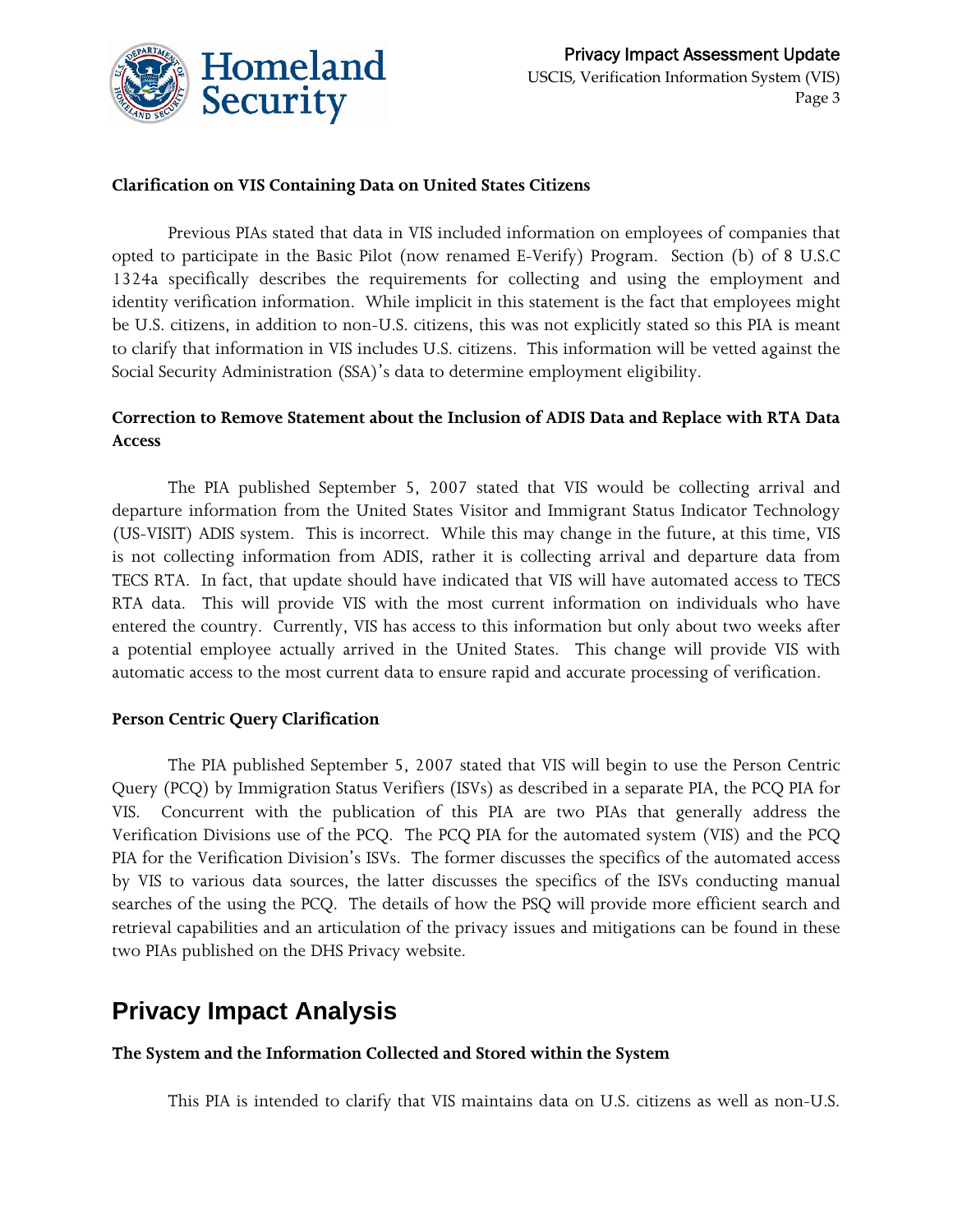**Clarification on VIS Containing Data on United States Citizens**

Previous PIAs stated that data in VIS included information on employees of companies that opted to participate in the Basic Pilot (now renamed E-Verify) Program. Section (b) of 8 U.S.C 1324a specifically describes the requirements for collecting and using the employment and identity verification information. While implicit in this statement is the fact that employees might be U.S. citizens, in addition to non-U.S. citizens, this was not explicitly stated so this PIA is meant to clarify that information in VIS includes U.S. citizens. This information will be vetted against the Social Security Administration (SSA)'s data to determine employment eligibility.

**Correction to Remove Statement about the Inclusion of ADIS Data and Replace with RTA Data Access**

The PIA published September 5, 2007 stated that VIS would be collecting arrival and departure information from the United States Visitor and Immigrant Status Indicator Technology (US-VISIT) ADIS system. This is incorrect. While this may change in the future, at this time, VIS is not collecting information from ADIS, rather it is collecting arrival and departure data from TECS RTA. In fact, that update should have indicated that VIS will have automated access to TECS RTA data. This will provide VIS with the most current information on individuals who have entered the country. Currently, VIS has access to this information but only about two weeks after a potential employee actually arrived in the United States. This change will provide VIS with automatic access to the most current data to ensure rapid and accurate processing of verification.

**Person Centric Query Clarification**

The PIA published September 5, 2007 stated that VIS will begin to use the Person Centric Query (PCQ) by Immigration Status Verifiers (ISVs) as described in a separate PIA, the PCQ PIA for VIS. Concurrent with the publication of this PIA are two PIAs that generally address the Verification Divisions use of the PCQ. The PCQ PIA for the automated system (VIS) and the PCQ PIA for the Verification Division's ISVs. The former discusses the specifics of the automated access by VIS to various data sources, the latter discusses the specifics of the ISVs conducting manual searches of the using the PCQ. The details of how the PSQ will provide more efficient search and retrieval capabilities and an articulation of the privacy issues and mitigations can be found in these two PIAs published on the DHS Privacy website.

# Privacy Impact Analysis

**The System and the Information Collected and Stored within the System**

This PIA is intended to clarify that VIS maintains data on U.S. citizens as well as non-U.S.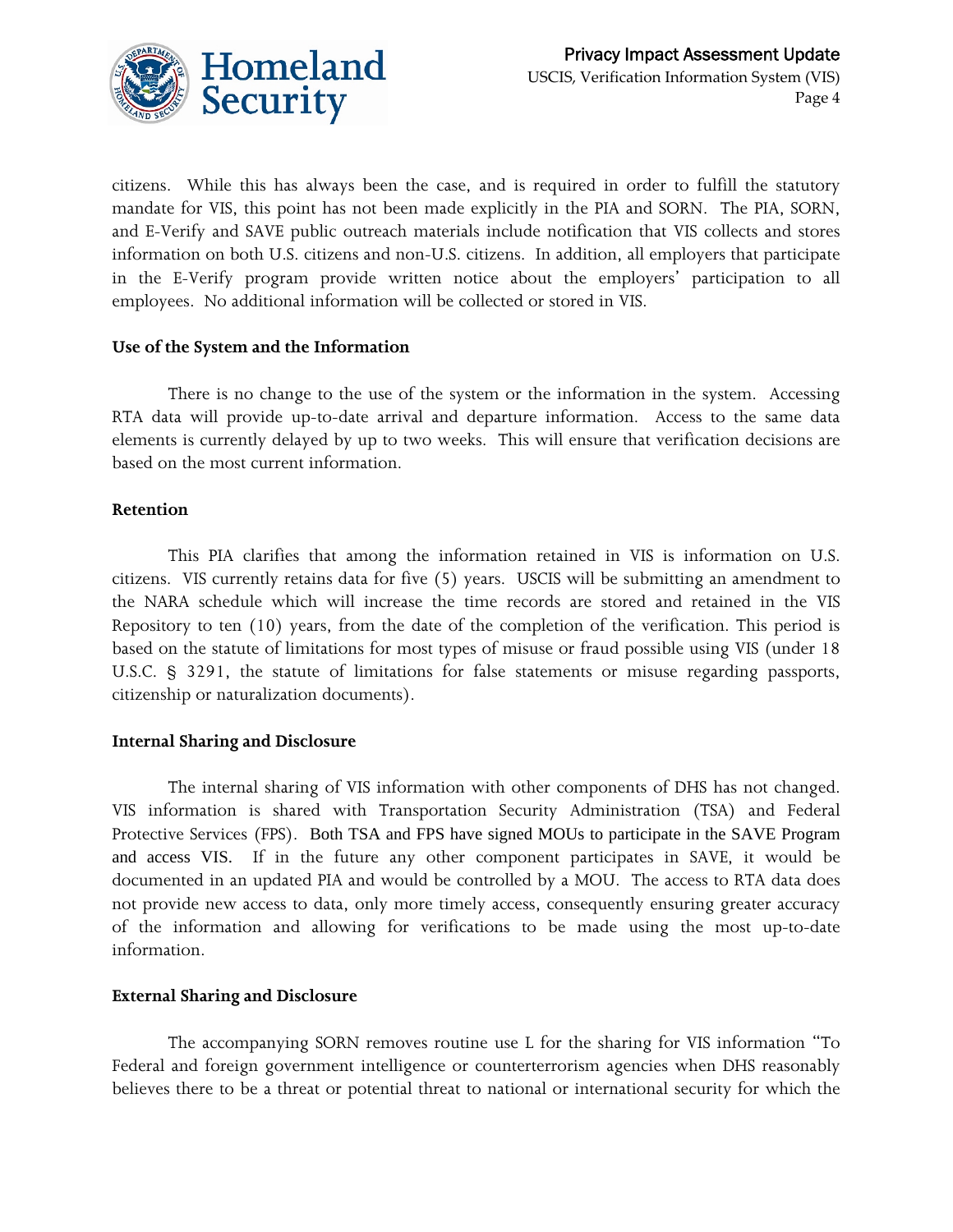citizens. While this has always been the case, and is required in order to fulfill the statutory mandate for VIS, this point has not been made explicitly in the PIA and SORN. The PIA, SORN, and E-Verify and SAVE public outreach materials include notification that VIS collects and stores information on both U.S. citizens and non-U.S. citizens. In addition, all employers that participate in the E-Verify program provide written notice about the employers' participation to all employees. No additional information will be collected or stored in VIS.

**Use of the System and the Information**

There is no change to the use of the system or the information in the system. Accessing RTA data will provide up-to-date arrival and departure information. Access to the same data elements is currently delayed by up to two weeks. This will ensure that verification decisions are based on the most current information.

**Retention**

This PIA clarifies that among the information retained in VIS is information on U.S. citizens. VIS currently retains data for five (5) years. USCIS will be submitting an amendment to the NARA schedule which will increase the time records are stored and retained in the VIS Repository to ten (10) years, from the date of the completion of the verification. This period is based on the statute of limitations for most types of misuse or fraud possible using VIS (under 18 U.S.C. § 3291, the statute of limitations for false statements or misuse regarding passports, citizenship or naturalization documents).

**Internal Sharing and Disclosure**

The internal sharing of VIS information with other components of DHS has not changed. VIS information is shared with Transportation Security Administration (TSA) and Federal Protective Services (FPS). Both TSA and FPS have signed MOUs to participate in the SAVE Program and access VIS. If in the future any other component participates in SAVE, it would be documented in an updated PIA and would be controlled by a MOU. The access to RTA data does not provide new access to data, only more timely access, consequently ensuring greater accuracy of the information and allowing for verifications to be made using the most up-to-date information.

**External Sharing and Disclosure**

The accompanying SORN removes routine use L for the sharing for VIS information "To Federal and foreign government intelligence or counterterrorism agencies when DHS reasonably believes there to be a threat or potential threat to national or international security for which the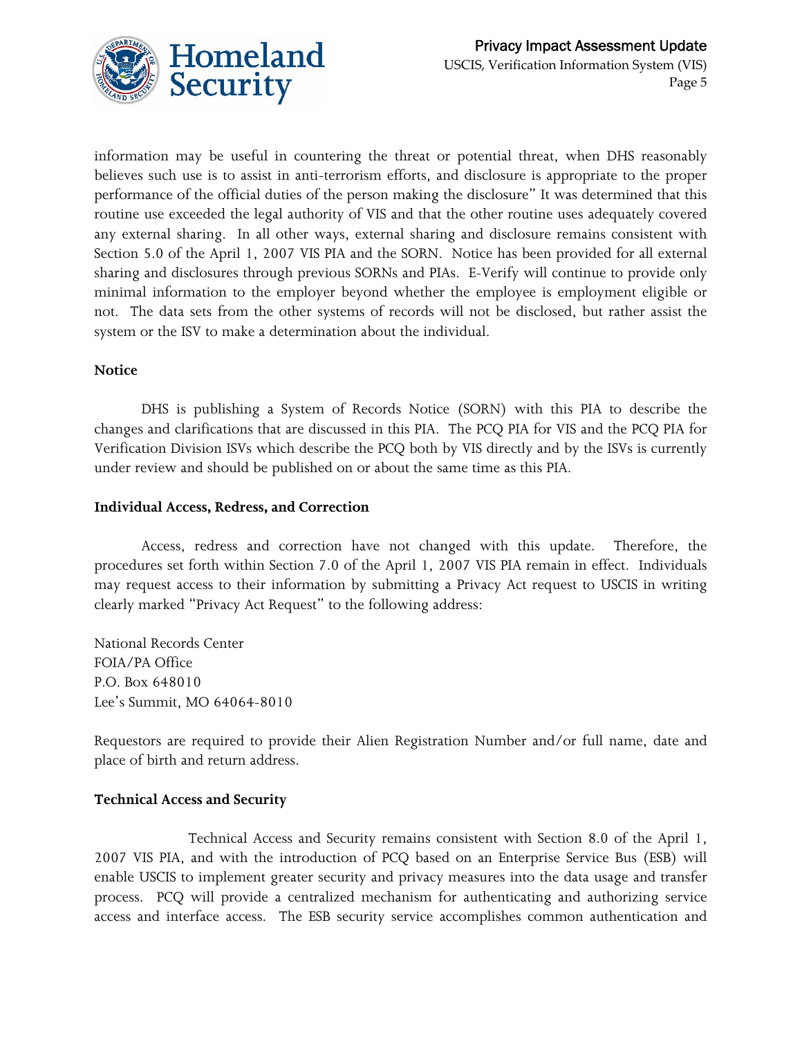information may be useful in countering the threat or potential threat, when DHS reasonably believes such use is to assist in anti-terrorism efforts, and disclosure is appropriate to the proper performance of the official duties of the person making the disclosure" It was determined that this routine use exceeded the legal authority of VIS and that the other routine uses adequately covered any external sharing. In all other ways, external sharing and disclosure remains consistent with Section 5.0 of the April 1, 2007 VIS PIA and the SORN. Notice has been provided for all external sharing and disclosures through previous SORNs and PIAs. E-Verify will continue to provide only minimal information to the employer beyond whether the employee is employment eligible or not. The data sets from the other systems of records will not be disclosed, but rather assist the system or the ISV to make a determination about the individual.

**Notice**

DHS is publishing a System of Records Notice (SORN) with this PIA to describe the changes and clarifications that are discussed in this PIA. The PCQ PIA for VIS and the PCQ PIA for Verification Division ISVs which describe the PCQ both by VIS directly and by the ISVs is currently under review and should be published on or about the same time as this PIA.

**Individual Access, Redress, and Correction**

Access, redress and correction have not changed with this update. Therefore, the procedures set forth within Section 7.0 of the April 1, 2007 VIS PIA remain in effect. Individuals may request access to their information by submitting a Privacy Act request to USCIS in writing clearly marked "Privacy Act Request" to the following address:

National Records Center  
FOIA/PA Office  
P.O. Box 648010  
Lee's Summit, MO 64064-8010

Requestors are required to provide their Alien Registration Number and/or full name, date and place of birth and return address.

**Technical Access and Security**

Technical Access and Security remains consistent with Section 8.0 of the April 1, 2007 VIS PIA, and with the introduction of PCQ based on an Enterprise Service Bus (ESB) will enable USCIS to implement greater security and privacy measures into the data usage and transfer process. PCQ will provide a centralized mechanism for authenticating and authorizing service access and interface access. The ESB security service accomplishes common authentication and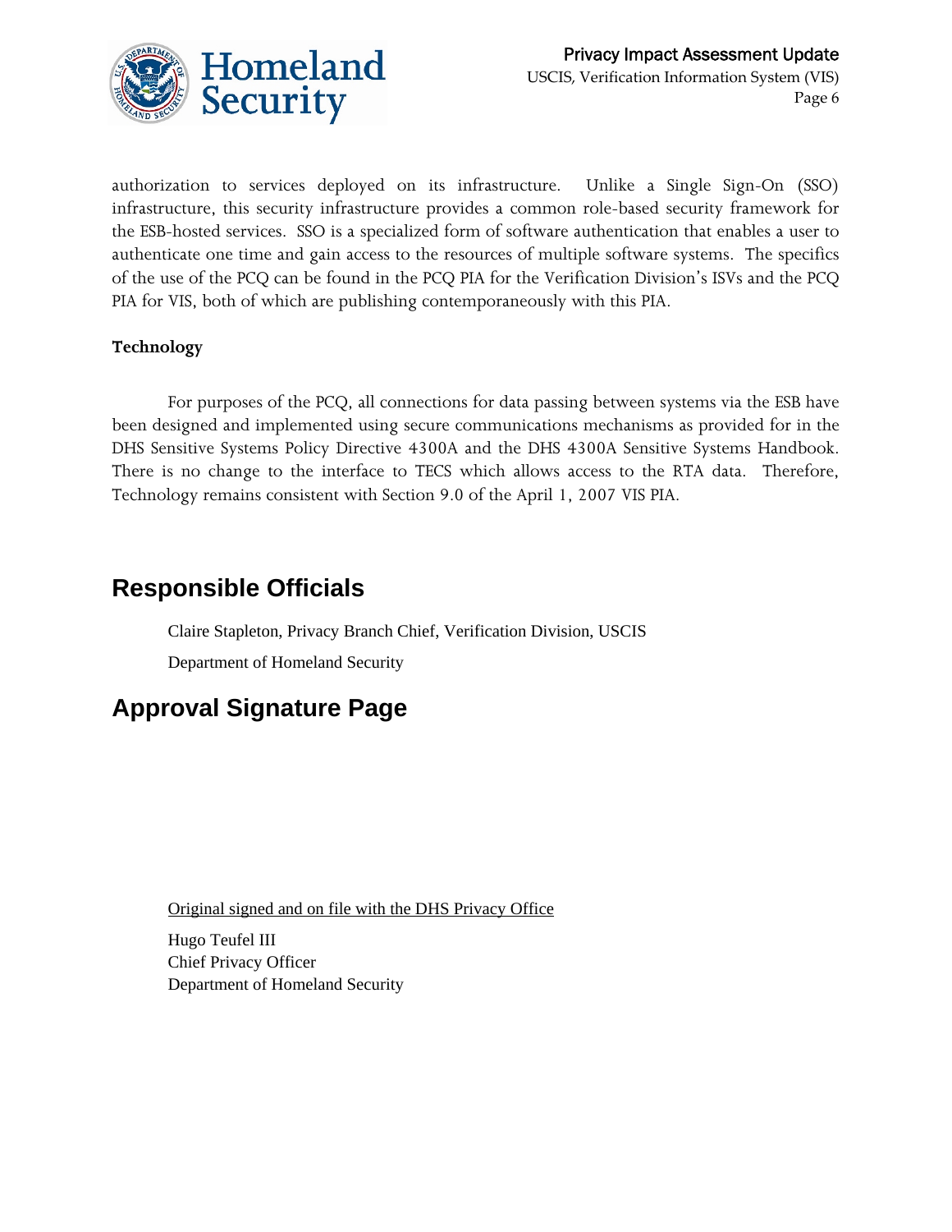authorization to services deployed on its infrastructure. Unlike a Single Sign-On (SSO) infrastructure, this security infrastructure provides a common role-based security framework for the ESB-hosted services. SSO is a specialized form of software authentication that enables a user to authenticate one time and gain access to the resources of multiple software systems. The specifics of the use of the PCQ can be found in the PCQ PIA for the Verification Division's ISVs and the PCQ PIA for VIS, both of which are publishing contemporaneously with this PIA.

**Technology**

For purposes of the PCQ, all connections for data passing between systems via the ESB have been designed and implemented using secure communications mechanisms as provided for in the DHS Sensitive Systems Policy Directive 4300A and the DHS 4300A Sensitive Systems Handbook. There is no change to the interface to TECS which allows access to the RTA data. Therefore, Technology remains consistent with Section 9.0 of the April 1, 2007 VIS PIA.

## Responsible Officials

Claire Stapleton, Privacy Branch Chief, Verification Division, USCIS

Department of Homeland Security

## Approval Signature Page

Original signed and on file with the DHS Privacy Office

Hugo Teufel III
Chief Privacy Officer
Department of Homeland Security